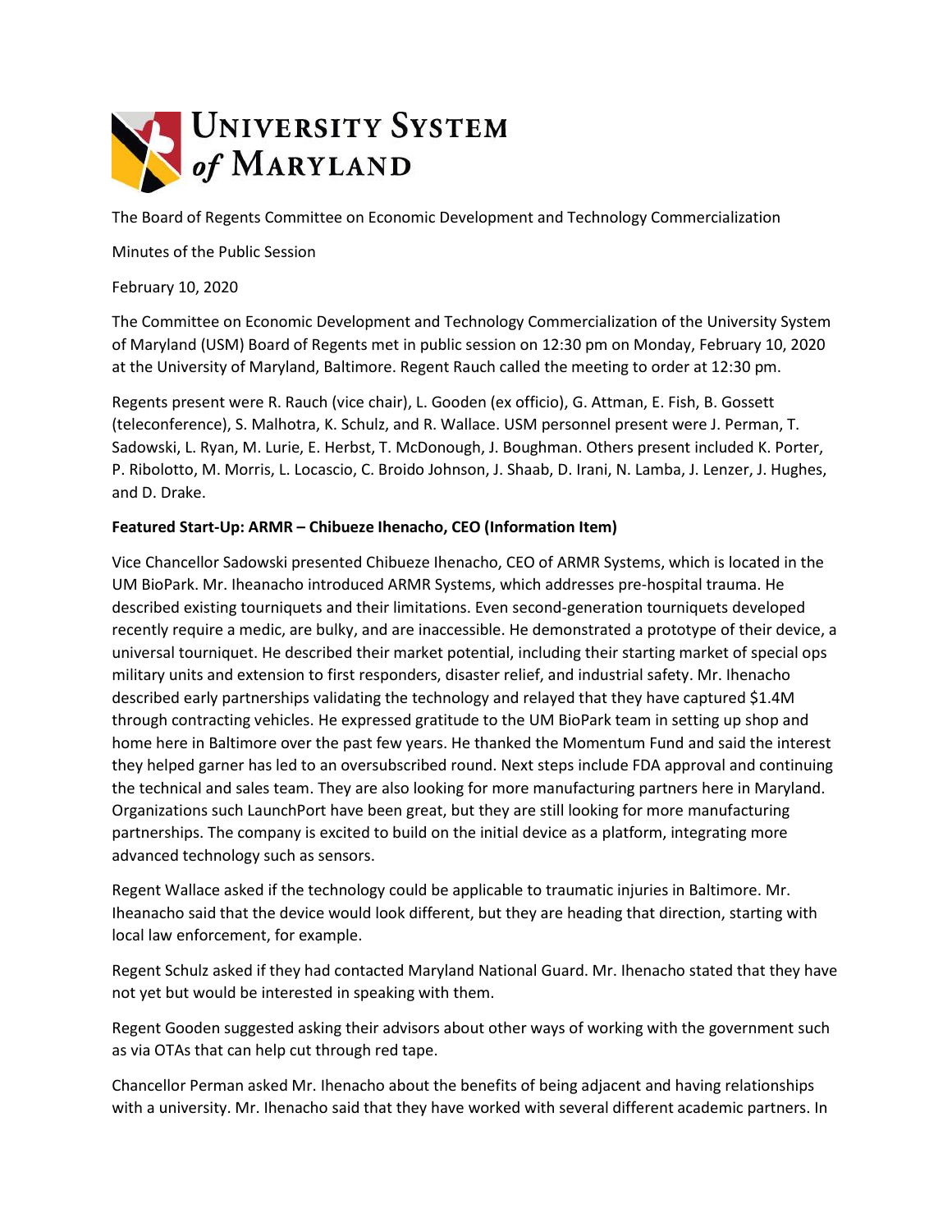# University System of Maryland

The Board of Regents Committee on Economic Development and Technology Commercialization

Minutes of the Public Session

February 10, 2020

The Committee on Economic Development and Technology Commercialization of the University System of Maryland (USM) Board of Regents met in public session on 12:30 pm on Monday, February 10, 2020 at the University of Maryland, Baltimore. Regent Rauch called the meeting to order at 12:30 pm.

Regents present were R. Rauch (vice chair), L. Gooden (ex officio), G. Attman, E. Fish, B. Gossett (teleconference), S. Malhotra, K. Schulz, and R. Wallace. USM personnel present were J. Perman, T. Sadowski, L. Ryan, M. Lurie, E. Herbst, T. McDonough, J. Boughman. Others present included K. Porter, P. Ribolotto, M. Morris, L. Locascio, C. Broido Johnson, J. Shaab, D. Irani, N. Lamba, J. Lenzer, J. Hughes, and D. Drake.

**Featured Start-Up: ARMR – Chibueze Ihenacho, CEO (Information Item)**

Vice Chancellor Sadowski presented Chibueze Ihenacho, CEO of ARMR Systems, which is located in the UM BioPark. Mr. Iheanacho introduced ARMR Systems, which addresses pre-hospital trauma. He described existing tourniquets and their limitations. Even second-generation tourniquets developed recently require a medic, are bulky, and are inaccessible. He demonstrated a prototype of their device, a universal tourniquet. He described their market potential, including their starting market of special ops military units and extension to first responders, disaster relief, and industrial safety. Mr. Ihenacho described early partnerships validating the technology and relayed that they have captured $1.4M through contracting vehicles. He expressed gratitude to the UM BioPark team in setting up shop and home here in Baltimore over the past few years. He thanked the Momentum Fund and said the interest they helped garner has led to an oversubscribed round. Next steps include FDA approval and continuing the technical and sales team. They are also looking for more manufacturing partners here in Maryland. Organizations such LaunchPort have been great, but they are still looking for more manufacturing partnerships. The company is excited to build on the initial device as a platform, integrating more advanced technology such as sensors.

Regent Wallace asked if the technology could be applicable to traumatic injuries in Baltimore. Mr. Iheanacho said that the device would look different, but they are heading that direction, starting with local law enforcement, for example.

Regent Schulz asked if they had contacted Maryland National Guard. Mr. Ihenacho stated that they have not yet but would be interested in speaking with them.

Regent Gooden suggested asking their advisors about other ways of working with the government such as via OTAs that can help cut through red tape.

Chancellor Perman asked Mr. Ihenacho about the benefits of being adjacent and having relationships with a university. Mr. Ihenacho said that they have worked with several different academic partners. In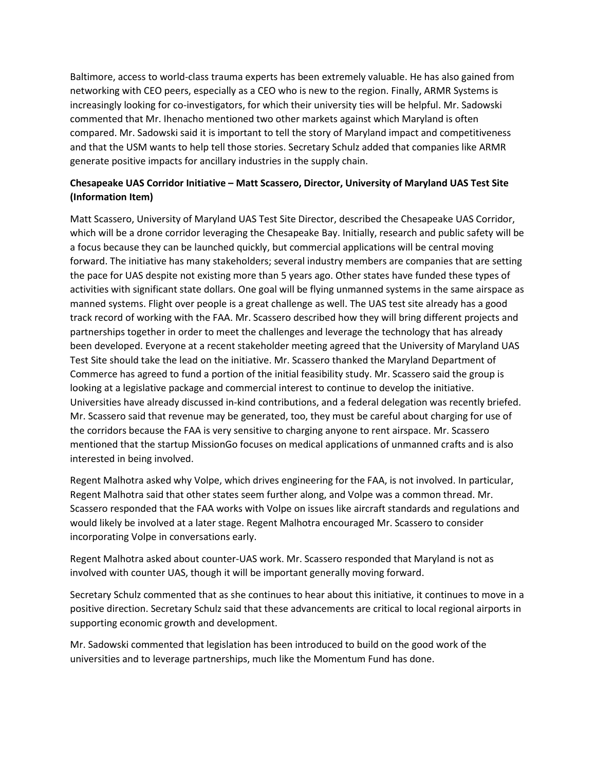Baltimore, access to world-class trauma experts has been extremely valuable. He has also gained from networking with CEO peers, especially as a CEO who is new to the region. Finally, ARMR Systems is increasingly looking for co-investigators, for which their university ties will be helpful. Mr. Sadowski commented that Mr. Ihenacho mentioned two other markets against which Maryland is often compared. Mr. Sadowski said it is important to tell the story of Maryland impact and competitiveness and that the USM wants to help tell those stories. Secretary Schulz added that companies like ARMR generate positive impacts for ancillary industries in the supply chain.

**Chesapeake UAS Corridor Initiative – Matt Scassero, Director, University of Maryland UAS Test Site (Information Item)**

Matt Scassero, University of Maryland UAS Test Site Director, described the Chesapeake UAS Corridor, which will be a drone corridor leveraging the Chesapeake Bay. Initially, research and public safety will be a focus because they can be launched quickly, but commercial applications will be central moving forward. The initiative has many stakeholders; several industry members are companies that are setting the pace for UAS despite not existing more than 5 years ago. Other states have funded these types of activities with significant state dollars. One goal will be flying unmanned systems in the same airspace as manned systems. Flight over people is a great challenge as well. The UAS test site already has a good track record of working with the FAA. Mr. Scassero described how they will bring different projects and partnerships together in order to meet the challenges and leverage the technology that has already been developed. Everyone at a recent stakeholder meeting agreed that the University of Maryland UAS Test Site should take the lead on the initiative. Mr. Scassero thanked the Maryland Department of Commerce has agreed to fund a portion of the initial feasibility study. Mr. Scassero said the group is looking at a legislative package and commercial interest to continue to develop the initiative. Universities have already discussed in-kind contributions, and a federal delegation was recently briefed. Mr. Scassero said that revenue may be generated, too, they must be careful about charging for use of the corridors because the FAA is very sensitive to charging anyone to rent airspace. Mr. Scassero mentioned that the startup MissionGo focuses on medical applications of unmanned crafts and is also interested in being involved.

Regent Malhotra asked why Volpe, which drives engineering for the FAA, is not involved. In particular, Regent Malhotra said that other states seem further along, and Volpe was a common thread. Mr. Scassero responded that the FAA works with Volpe on issues like aircraft standards and regulations and would likely be involved at a later stage. Regent Malhotra encouraged Mr. Scassero to consider incorporating Volpe in conversations early.

Regent Malhotra asked about counter-UAS work. Mr. Scassero responded that Maryland is not as involved with counter UAS, though it will be important generally moving forward.

Secretary Schulz commented that as she continues to hear about this initiative, it continues to move in a positive direction. Secretary Schulz said that these advancements are critical to local regional airports in supporting economic growth and development.

Mr. Sadowski commented that legislation has been introduced to build on the good work of the universities and to leverage partnerships, much like the Momentum Fund has done.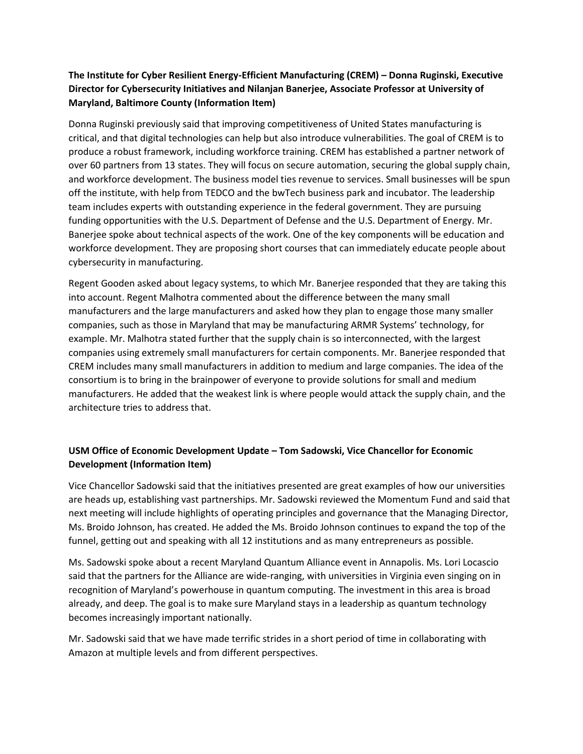**The Institute for Cyber Resilient Energy-Efficient Manufacturing (CREM) – Donna Ruginski, Executive Director for Cybersecurity Initiatives and Nilanjan Banerjee, Associate Professor at University of Maryland, Baltimore County (Information Item)**

Donna Ruginski previously said that improving competitiveness of United States manufacturing is critical, and that digital technologies can help but also introduce vulnerabilities. The goal of CREM is to produce a robust framework, including workforce training. CREM has established a partner network of over 60 partners from 13 states. They will focus on secure automation, securing the global supply chain, and workforce development. The business model ties revenue to services. Small businesses will be spun off the institute, with help from TEDCO and the bwTech business park and incubator. The leadership team includes experts with outstanding experience in the federal government. They are pursuing funding opportunities with the U.S. Department of Defense and the U.S. Department of Energy. Mr. Banerjee spoke about technical aspects of the work. One of the key components will be education and workforce development. They are proposing short courses that can immediately educate people about cybersecurity in manufacturing.

Regent Gooden asked about legacy systems, to which Mr. Banerjee responded that they are taking this into account. Regent Malhotra commented about the difference between the many small manufacturers and the large manufacturers and asked how they plan to engage those many smaller companies, such as those in Maryland that may be manufacturing ARMR Systems' technology, for example. Mr. Malhotra stated further that the supply chain is so interconnected, with the largest companies using extremely small manufacturers for certain components. Mr. Banerjee responded that CREM includes many small manufacturers in addition to medium and large companies. The idea of the consortium is to bring in the brainpower of everyone to provide solutions for small and medium manufacturers. He added that the weakest link is where people would attack the supply chain, and the architecture tries to address that.

**USM Office of Economic Development Update – Tom Sadowski, Vice Chancellor for Economic Development (Information Item)**

Vice Chancellor Sadowski said that the initiatives presented are great examples of how our universities are heads up, establishing vast partnerships. Mr. Sadowski reviewed the Momentum Fund and said that next meeting will include highlights of operating principles and governance that the Managing Director, Ms. Broido Johnson, has created. He added the Ms. Broido Johnson continues to expand the top of the funnel, getting out and speaking with all 12 institutions and as many entrepreneurs as possible.

Ms. Sadowski spoke about a recent Maryland Quantum Alliance event in Annapolis. Ms. Lori Locascio said that the partners for the Alliance are wide-ranging, with universities in Virginia even singing on in recognition of Maryland's powerhouse in quantum computing. The investment in this area is broad already, and deep. The goal is to make sure Maryland stays in a leadership as quantum technology becomes increasingly important nationally.

Mr. Sadowski said that we have made terrific strides in a short period of time in collaborating with Amazon at multiple levels and from different perspectives.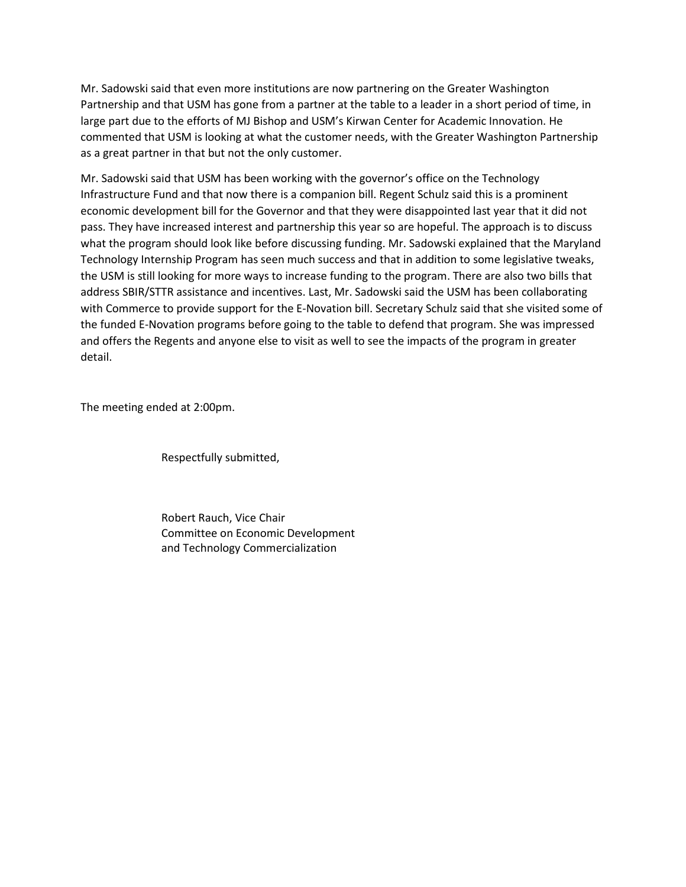Mr. Sadowski said that even more institutions are now partnering on the Greater Washington Partnership and that USM has gone from a partner at the table to a leader in a short period of time, in large part due to the efforts of MJ Bishop and USM's Kirwan Center for Academic Innovation. He commented that USM is looking at what the customer needs, with the Greater Washington Partnership as a great partner in that but not the only customer.

Mr. Sadowski said that USM has been working with the governor's office on the Technology Infrastructure Fund and that now there is a companion bill. Regent Schulz said this is a prominent economic development bill for the Governor and that they were disappointed last year that it did not pass. They have increased interest and partnership this year so are hopeful. The approach is to discuss what the program should look like before discussing funding. Mr. Sadowski explained that the Maryland Technology Internship Program has seen much success and that in addition to some legislative tweaks, the USM is still looking for more ways to increase funding to the program. There are also two bills that address SBIR/STTR assistance and incentives. Last, Mr. Sadowski said the USM has been collaborating with Commerce to provide support for the E-Novation bill. Secretary Schulz said that she visited some of the funded E-Novation programs before going to the table to defend that program. She was impressed and offers the Regents and anyone else to visit as well to see the impacts of the program in greater detail.

The meeting ended at 2:00pm.

Respectfully submitted,

Robert Rauch, Vice Chair
Committee on Economic Development
and Technology Commercialization